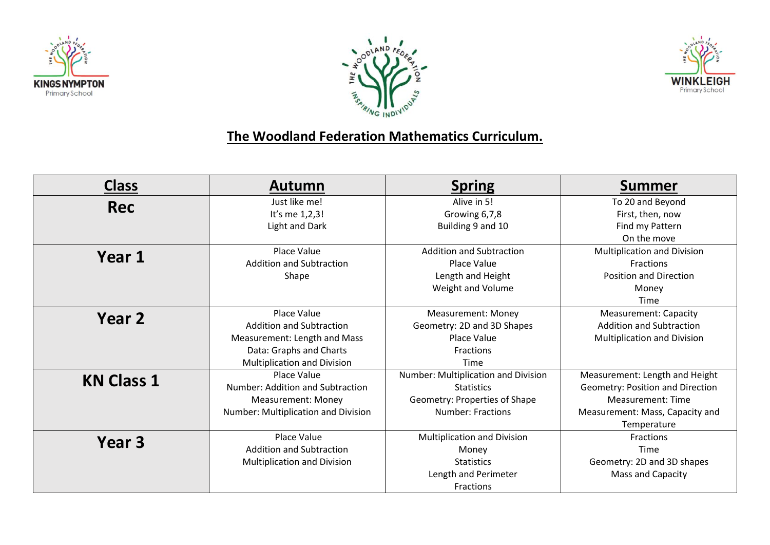# The Woodland Federation Mathematics Curriculum.

| Class | Autumn | Spring | Summer |
|---|---|---|---|
| **Rec** | Just like me!<br>It's me 1,2,3!<br>Light and Dark | Alive in 5!<br>Growing 6,7,8<br>Building 9 and 10 | To 20 and Beyond<br>First, then, now<br>Find my Pattern<br>On the move |
| **Year 1** | Place Value<br>Addition and Subtraction<br>Shape | Addition and Subtraction<br>Place Value<br>Length and Height<br>Weight and Volume | Multiplication and Division<br>Fractions<br>Position and Direction<br>Money<br>Time |
| **Year 2** | Place Value<br>Addition and Subtraction<br>Measurement: Length and Mass<br>Data: Graphs and Charts<br>Multiplication and Division | Measurement: Money<br>Geometry: 2D and 3D Shapes<br>Place Value<br>Fractions<br>Time | Measurement: Capacity<br>Addition and Subtraction<br>Multiplication and Division |
| **KN Class 1** | Place Value<br>Number: Addition and Subtraction<br>Measurement: Money<br>Number: Multiplication and Division | Number: Multiplication and Division<br>Statistics<br>Geometry: Properties of Shape<br>Number: Fractions | Measurement: Length and Height<br>Geometry: Position and Direction<br>Measurement: Time<br>Measurement: Mass, Capacity and Temperature |
| **Year 3** | Place Value<br>Addition and Subtraction<br>Multiplication and Division | Multiplication and Division<br>Money<br>Statistics<br>Length and Perimeter<br>Fractions | Fractions<br>Time<br>Geometry: 2D and 3D shapes<br>Mass and Capacity |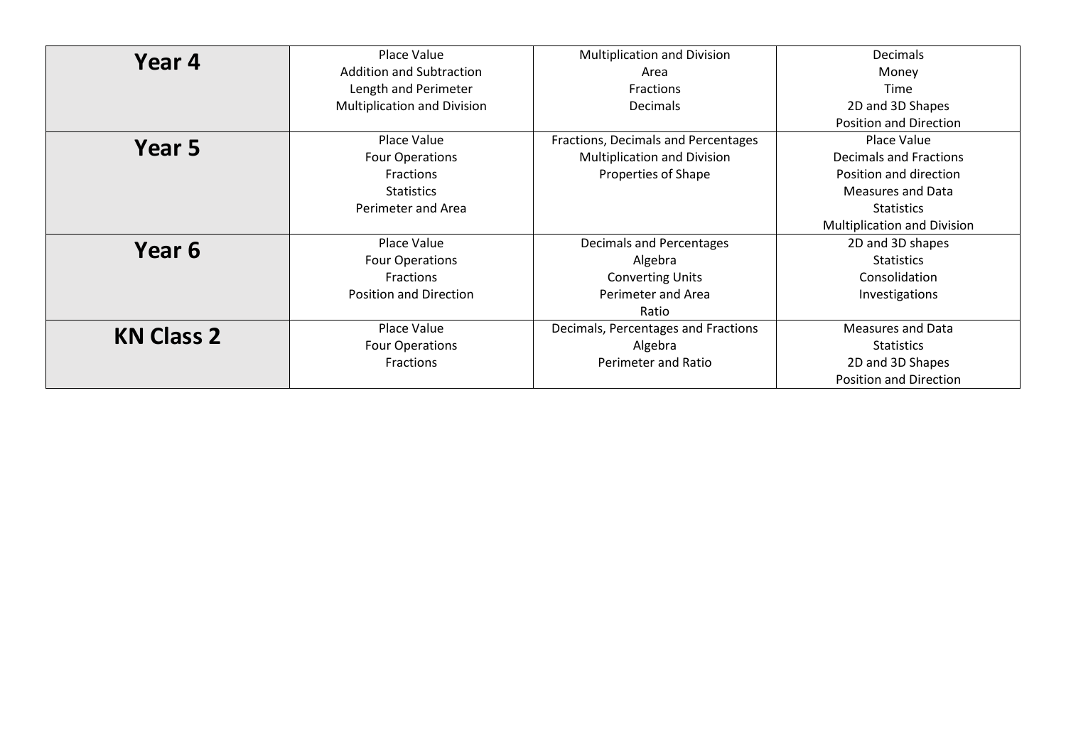| | | | |
|---|---|---|---|
| **Year 4** | Place Value<br>Addition and Subtraction<br>Length and Perimeter<br>Multiplication and Division | Multiplication and Division<br>Area<br>Fractions<br>Decimals | Decimals<br>Money<br>Time<br>2D and 3D Shapes<br>Position and Direction |
| **Year 5** | Place Value<br>Four Operations<br>Fractions<br>Statistics<br>Perimeter and Area | Fractions, Decimals and Percentages<br>Multiplication and Division<br>Properties of Shape | Place Value<br>Decimals and Fractions<br>Position and direction<br>Measures and Data<br>Statistics<br>Multiplication and Division |
| **Year 6** | Place Value<br>Four Operations<br>Fractions<br>Position and Direction | Decimals and Percentages<br>Algebra<br>Converting Units<br>Perimeter and Area<br>Ratio | 2D and 3D shapes<br>Statistics<br>Consolidation<br>Investigations |
| **KN Class 2** | Place Value<br>Four Operations<br>Fractions | Decimals, Percentages and Fractions<br>Algebra<br>Perimeter and Ratio | Measures and Data<br>Statistics<br>2D and 3D Shapes<br>Position and Direction |